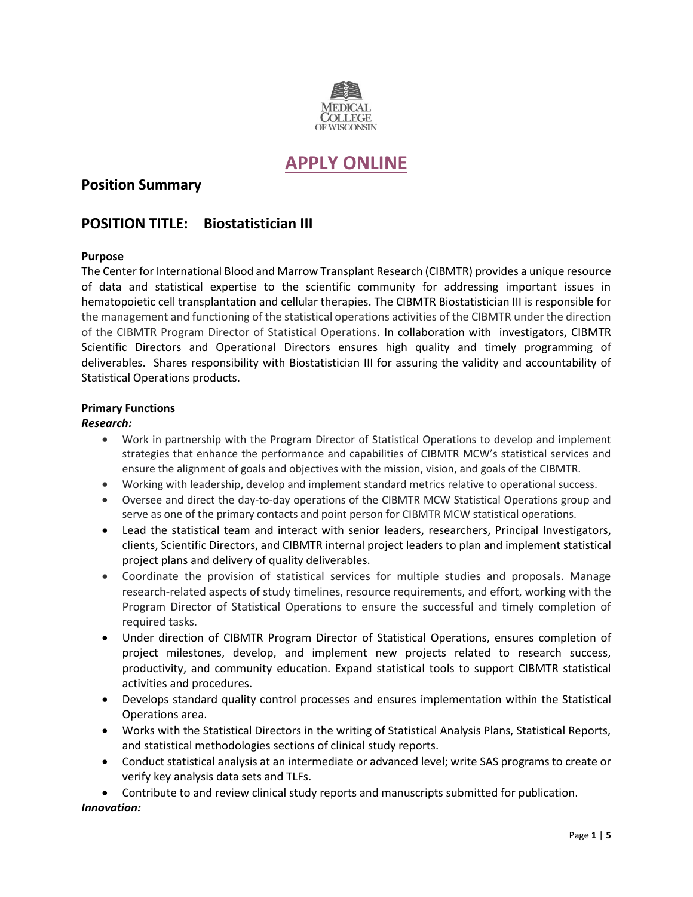MEDICAL COLLEGE OF WISCONSIN

# APPLY ONLINE

## Position Summary

## POSITION TITLE: Biostatistician III

**Purpose**

The Center for International Blood and Marrow Transplant Research (CIBMTR) provides a unique resource of data and statistical expertise to the scientific community for addressing important issues in hematopoietic cell transplantation and cellular therapies. The CIBMTR Biostatistician III is responsible for the management and functioning of the statistical operations activities of the CIBMTR under the direction of the CIBMTR Program Director of Statistical Operations. In collaboration with investigators, CIBMTR Scientific Directors and Operational Directors ensures high quality and timely programming of deliverables. Shares responsibility with Biostatistician III for assuring the validity and accountability of Statistical Operations products.

**Primary Functions**

***Research:***

- Work in partnership with the Program Director of Statistical Operations to develop and implement strategies that enhance the performance and capabilities of CIBMTR MCW's statistical services and ensure the alignment of goals and objectives with the mission, vision, and goals of the CIBMTR.
- Working with leadership, develop and implement standard metrics relative to operational success.
- Oversee and direct the day-to-day operations of the CIBMTR MCW Statistical Operations group and serve as one of the primary contacts and point person for CIBMTR MCW statistical operations.
- Lead the statistical team and interact with senior leaders, researchers, Principal Investigators, clients, Scientific Directors, and CIBMTR internal project leaders to plan and implement statistical project plans and delivery of quality deliverables.
- Coordinate the provision of statistical services for multiple studies and proposals. Manage research-related aspects of study timelines, resource requirements, and effort, working with the Program Director of Statistical Operations to ensure the successful and timely completion of required tasks.
- Under direction of CIBMTR Program Director of Statistical Operations, ensures completion of project milestones, develop, and implement new projects related to research success, productivity, and community education. Expand statistical tools to support CIBMTR statistical activities and procedures.
- Develops standard quality control processes and ensures implementation within the Statistical Operations area.
- Works with the Statistical Directors in the writing of Statistical Analysis Plans, Statistical Reports, and statistical methodologies sections of clinical study reports.
- Conduct statistical analysis at an intermediate or advanced level; write SAS programs to create or verify key analysis data sets and TLFs.
- Contribute to and review clinical study reports and manuscripts submitted for publication.

***Innovation:***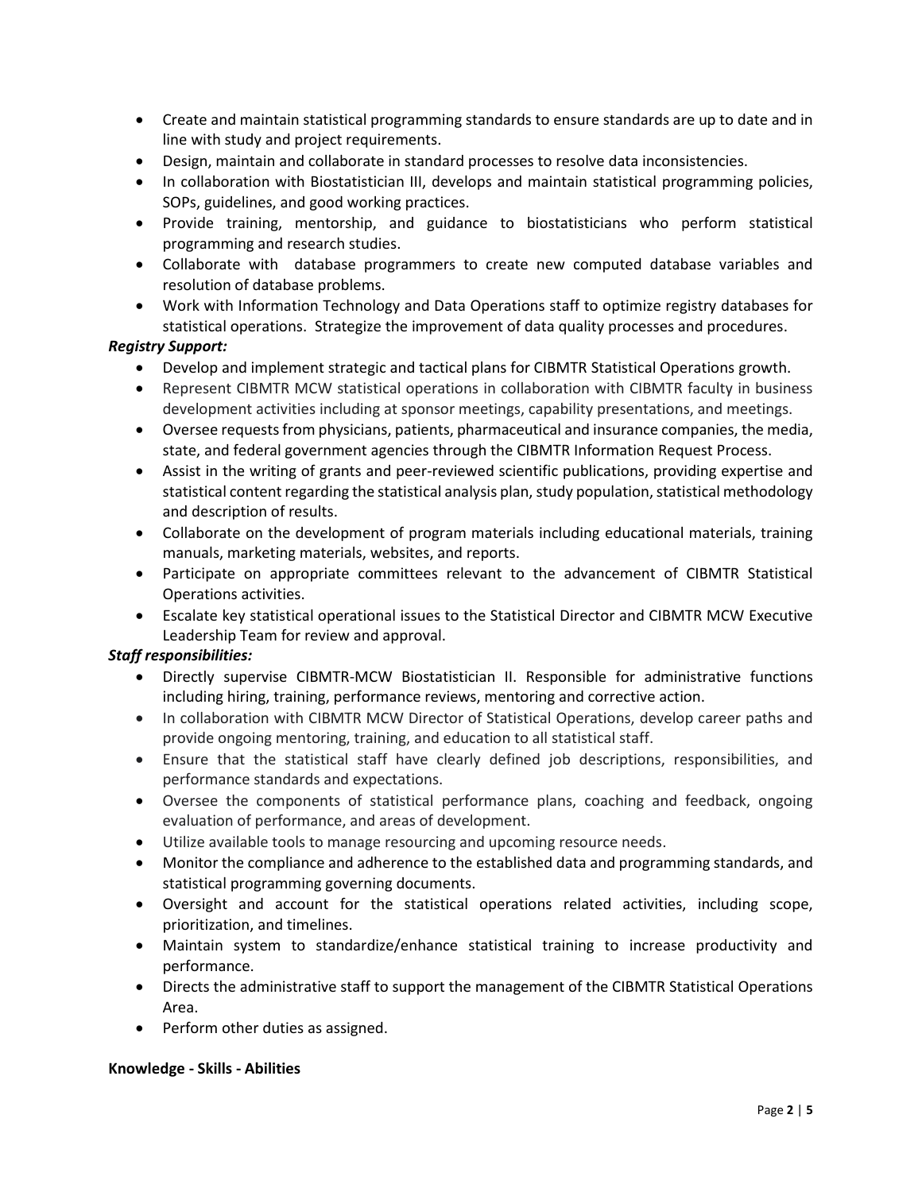- Create and maintain statistical programming standards to ensure standards are up to date and in line with study and project requirements.
- Design, maintain and collaborate in standard processes to resolve data inconsistencies.
- In collaboration with Biostatistician III, develops and maintain statistical programming policies, SOPs, guidelines, and good working practices.
- Provide training, mentorship, and guidance to biostatisticians who perform statistical programming and research studies.
- Collaborate with database programmers to create new computed database variables and resolution of database problems.
- Work with Information Technology and Data Operations staff to optimize registry databases for statistical operations. Strategize the improvement of data quality processes and procedures.

***Registry Support:***

- Develop and implement strategic and tactical plans for CIBMTR Statistical Operations growth.
- Represent CIBMTR MCW statistical operations in collaboration with CIBMTR faculty in business development activities including at sponsor meetings, capability presentations, and meetings.
- Oversee requests from physicians, patients, pharmaceutical and insurance companies, the media, state, and federal government agencies through the CIBMTR Information Request Process.
- Assist in the writing of grants and peer-reviewed scientific publications, providing expertise and statistical content regarding the statistical analysis plan, study population, statistical methodology and description of results.
- Collaborate on the development of program materials including educational materials, training manuals, marketing materials, websites, and reports.
- Participate on appropriate committees relevant to the advancement of CIBMTR Statistical Operations activities.
- Escalate key statistical operational issues to the Statistical Director and CIBMTR MCW Executive Leadership Team for review and approval.

***Staff responsibilities:***

- Directly supervise CIBMTR-MCW Biostatistician II. Responsible for administrative functions including hiring, training, performance reviews, mentoring and corrective action.
- In collaboration with CIBMTR MCW Director of Statistical Operations, develop career paths and provide ongoing mentoring, training, and education to all statistical staff.
- Ensure that the statistical staff have clearly defined job descriptions, responsibilities, and performance standards and expectations.
- Oversee the components of statistical performance plans, coaching and feedback, ongoing evaluation of performance, and areas of development.
- Utilize available tools to manage resourcing and upcoming resource needs.
- Monitor the compliance and adherence to the established data and programming standards, and statistical programming governing documents.
- Oversight and account for the statistical operations related activities, including scope, prioritization, and timelines.
- Maintain system to standardize/enhance statistical training to increase productivity and performance.
- Directs the administrative staff to support the management of the CIBMTR Statistical Operations Area.
- Perform other duties as assigned.

**Knowledge - Skills - Abilities**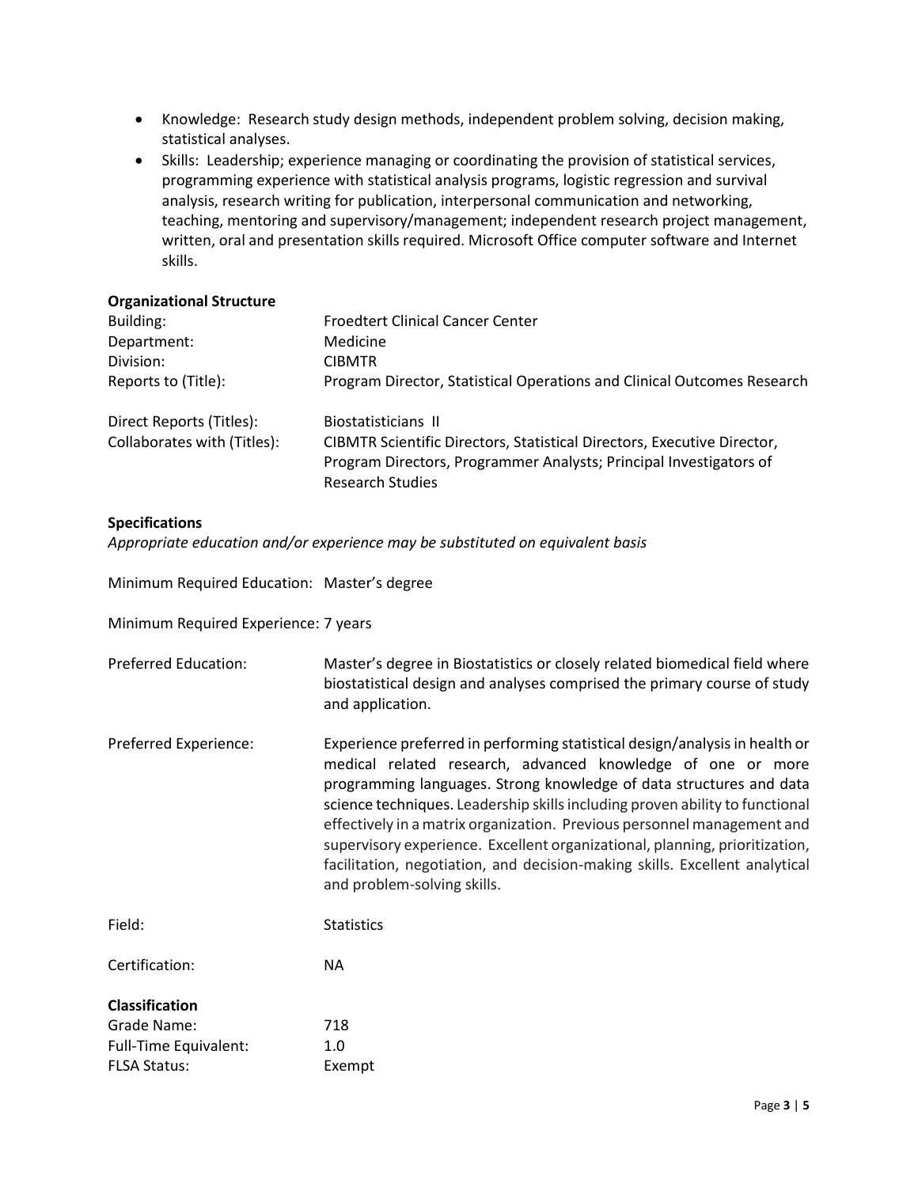- Knowledge: Research study design methods, independent problem solving, decision making, statistical analyses.
- Skills: Leadership; experience managing or coordinating the provision of statistical services, programming experience with statistical analysis programs, logistic regression and survival analysis, research writing for publication, interpersonal communication and networking, teaching, mentoring and supervisory/management; independent research project management, written, oral and presentation skills required. Microsoft Office computer software and Internet skills.

**Organizational Structure**

| | |
|---|---|
| Building: | Froedtert Clinical Cancer Center |
| Department: | Medicine |
| Division: | CIBMTR |
| Reports to (Title): | Program Director, Statistical Operations and Clinical Outcomes Research |
| Direct Reports (Titles): | Biostatisticians II |
| Collaborates with (Titles): | CIBMTR Scientific Directors, Statistical Directors, Executive Director, Program Directors, Programmer Analysts; Principal Investigators of Research Studies |

**Specifications**

*Appropriate education and/or experience may be substituted on equivalent basis*

Minimum Required Education: Master's degree

Minimum Required Experience: 7 years

| | |
|---|---|
| Preferred Education: | Master's degree in Biostatistics or closely related biomedical field where biostatistical design and analyses comprised the primary course of study and application. |
| Preferred Experience: | Experience preferred in performing statistical design/analysis in health or medical related research, advanced knowledge of one or more programming languages. Strong knowledge of data structures and data science techniques. Leadership skills including proven ability to functional effectively in a matrix organization. Previous personnel management and supervisory experience. Excellent organizational, planning, prioritization, facilitation, negotiation, and decision-making skills. Excellent analytical and problem-solving skills. |
| Field: | Statistics |
| Certification: | NA |

**Classification**

| | |
|---|---|
| Grade Name: | 718 |
| Full-Time Equivalent: | 1.0 |
| FLSA Status: | Exempt |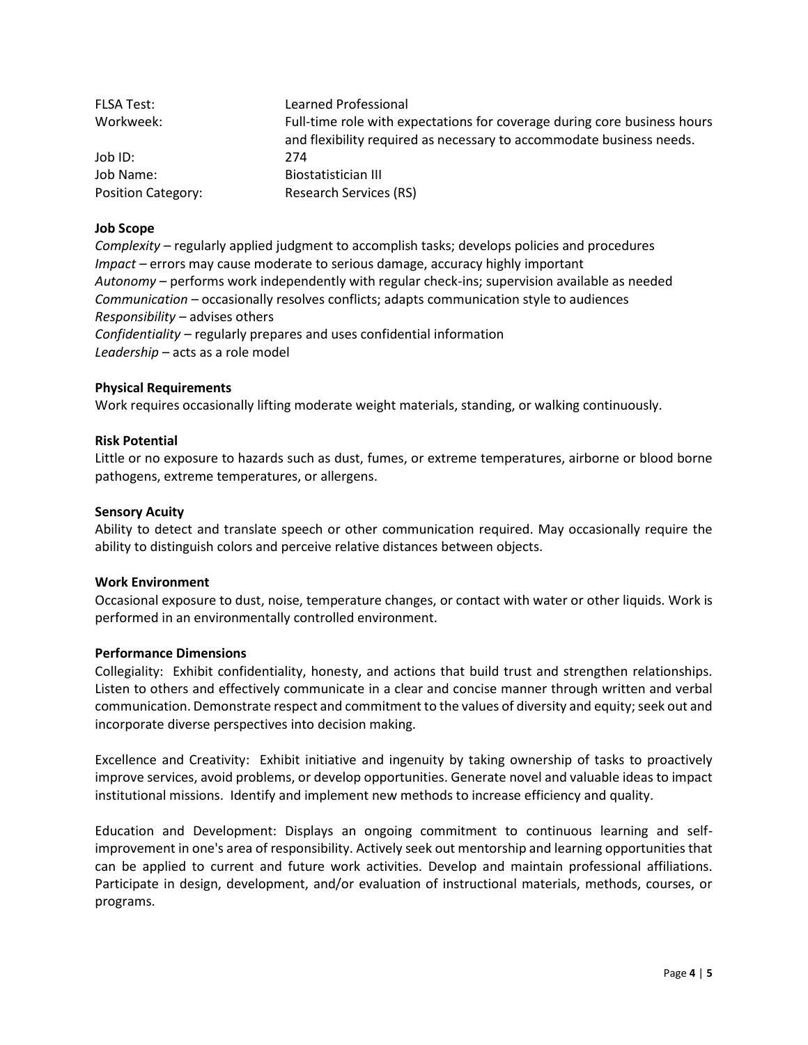| | |
|---|---|
| FLSA Test: | Learned Professional |
| Workweek: | Full-time role with expectations for coverage during core business hours and flexibility required as necessary to accommodate business needs. |
| Job ID: | 274 |
| Job Name: | Biostatistician III |
| Position Category: | Research Services (RS) |

**Job Scope**

*Complexity* – regularly applied judgment to accomplish tasks; develops policies and procedures
*Impact* – errors may cause moderate to serious damage, accuracy highly important
*Autonomy* – performs work independently with regular check-ins; supervision available as needed
*Communication* – occasionally resolves conflicts; adapts communication style to audiences
*Responsibility* – advises others
*Confidentiality* – regularly prepares and uses confidential information
*Leadership* – acts as a role model

**Physical Requirements**

Work requires occasionally lifting moderate weight materials, standing, or walking continuously.

**Risk Potential**

Little or no exposure to hazards such as dust, fumes, or extreme temperatures, airborne or blood borne pathogens, extreme temperatures, or allergens.

**Sensory Acuity**

Ability to detect and translate speech or other communication required. May occasionally require the ability to distinguish colors and perceive relative distances between objects.

**Work Environment**

Occasional exposure to dust, noise, temperature changes, or contact with water or other liquids. Work is performed in an environmentally controlled environment.

**Performance Dimensions**

Collegiality: Exhibit confidentiality, honesty, and actions that build trust and strengthen relationships. Listen to others and effectively communicate in a clear and concise manner through written and verbal communication. Demonstrate respect and commitment to the values of diversity and equity; seek out and incorporate diverse perspectives into decision making.

Excellence and Creativity: Exhibit initiative and ingenuity by taking ownership of tasks to proactively improve services, avoid problems, or develop opportunities. Generate novel and valuable ideas to impact institutional missions. Identify and implement new methods to increase efficiency and quality.

Education and Development: Displays an ongoing commitment to continuous learning and self-improvement in one's area of responsibility. Actively seek out mentorship and learning opportunities that can be applied to current and future work activities. Develop and maintain professional affiliations. Participate in design, development, and/or evaluation of instructional materials, methods, courses, or programs.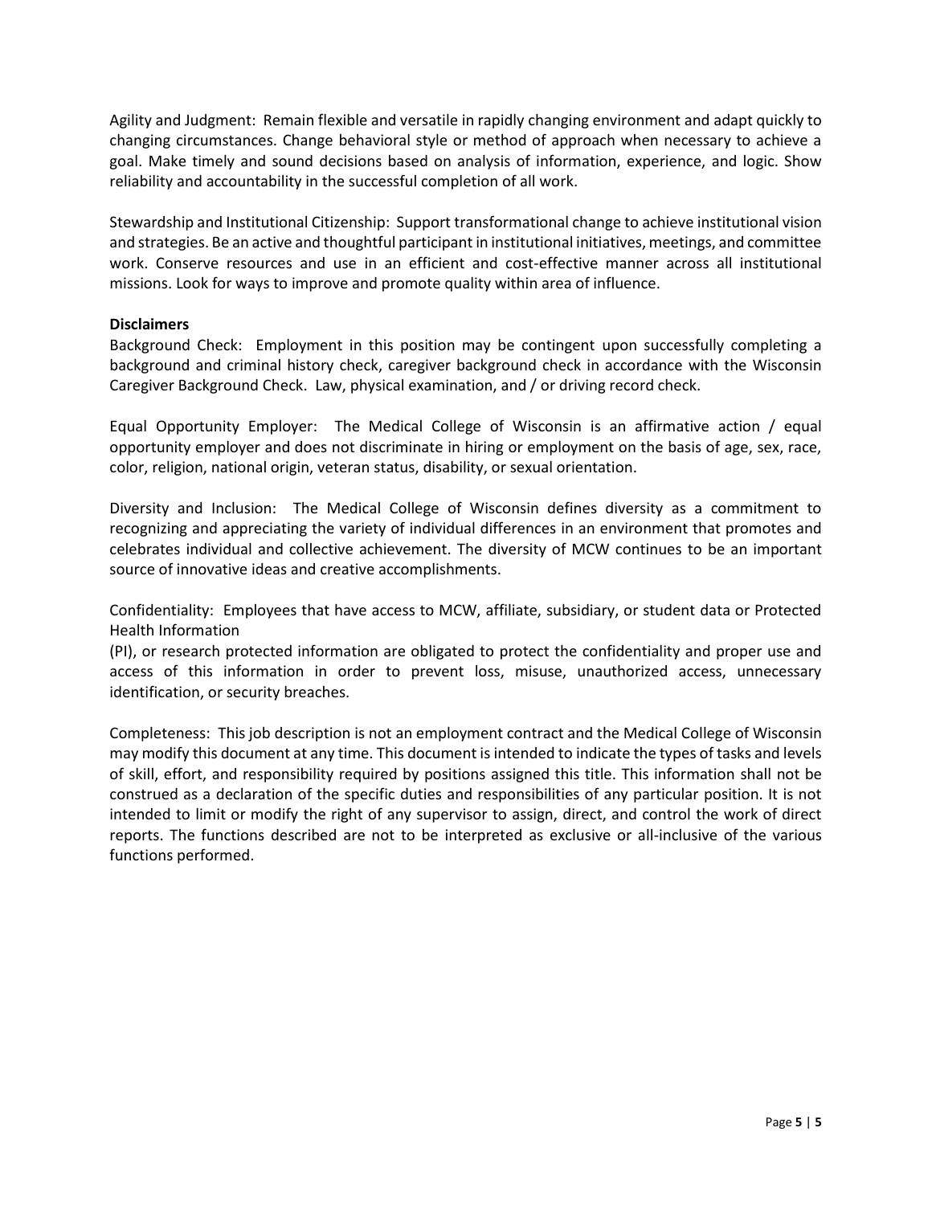Agility and Judgment: Remain flexible and versatile in rapidly changing environment and adapt quickly to changing circumstances. Change behavioral style or method of approach when necessary to achieve a goal. Make timely and sound decisions based on analysis of information, experience, and logic. Show reliability and accountability in the successful completion of all work.

Stewardship and Institutional Citizenship: Support transformational change to achieve institutional vision and strategies. Be an active and thoughtful participant in institutional initiatives, meetings, and committee work. Conserve resources and use in an efficient and cost-effective manner across all institutional missions. Look for ways to improve and promote quality within area of influence.

**Disclaimers**

Background Check: Employment in this position may be contingent upon successfully completing a background and criminal history check, caregiver background check in accordance with the Wisconsin Caregiver Background Check. Law, physical examination, and / or driving record check.

Equal Opportunity Employer: The Medical College of Wisconsin is an affirmative action / equal opportunity employer and does not discriminate in hiring or employment on the basis of age, sex, race, color, religion, national origin, veteran status, disability, or sexual orientation.

Diversity and Inclusion: The Medical College of Wisconsin defines diversity as a commitment to recognizing and appreciating the variety of individual differences in an environment that promotes and celebrates individual and collective achievement. The diversity of MCW continues to be an important source of innovative ideas and creative accomplishments.

Confidentiality: Employees that have access to MCW, affiliate, subsidiary, or student data or Protected Health Information
(PI), or research protected information are obligated to protect the confidentiality and proper use and access of this information in order to prevent loss, misuse, unauthorized access, unnecessary identification, or security breaches.

Completeness: This job description is not an employment contract and the Medical College of Wisconsin may modify this document at any time. This document is intended to indicate the types of tasks and levels of skill, effort, and responsibility required by positions assigned this title. This information shall not be construed as a declaration of the specific duties and responsibilities of any particular position. It is not intended to limit or modify the right of any supervisor to assign, direct, and control the work of direct reports. The functions described are not to be interpreted as exclusive or all-inclusive of the various functions performed.